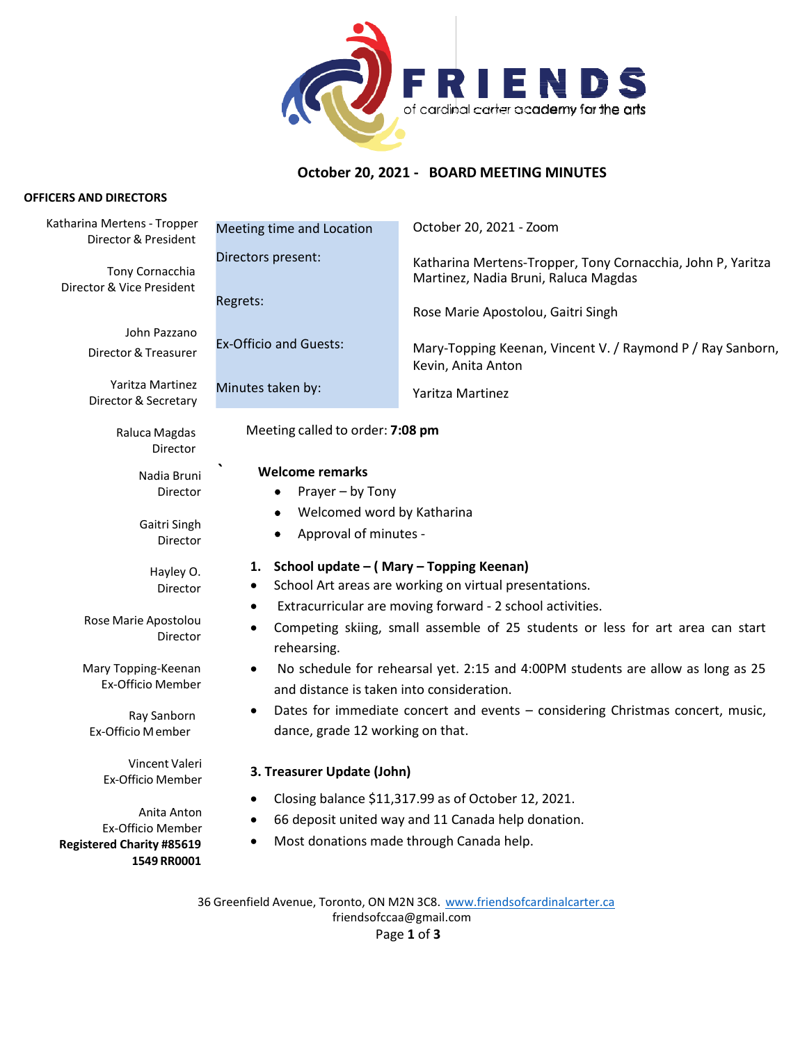# FRIENDS

of cardinal carter academy for the arts

## October 20, 2021 - BOARD MEETING MINUTES

**OFFICERS AND DIRECTORS**

Katharina Mertens - Tropper
Director & President

Tony Cornacchia
Director & Vice President

John Pazzano
Director & Treasurer

Yaritza Martinez
Director & Secretary

Raluca Magdas
Director

Nadia Bruni
Director

Gaitri Singh
Director

Hayley O.
Director

Rose Marie Apostolou
Director

Mary Topping-Keenan
Ex-Officio Member

Ray Sanborn
Ex-Officio Member

Vincent Valeri
Ex-Officio Member

Anita Anton
Ex-Officio Member

**Registered Charity #85619 1549 RR0001**

| | |
|---|---|
| Meeting time and Location | October 20, 2021 - Zoom |
| Directors present: | Katharina Mertens-Tropper, Tony Cornacchia, John P, Yaritza Martinez, Nadia Bruni, Raluca Magdas |
| Regrets: | Rose Marie Apostolou, Gaitri Singh |
| Ex-Officio and Guests: | Mary-Topping Keenan, Vincent V. / Raymond P / Ray Sanborn, Kevin, Anita Anton |
| Minutes taken by: | Yaritza Martinez |

Meeting called to order: **7:08 pm**

**Welcome remarks**

- Prayer – by Tony
- Welcomed word by Katharina
- Approval of minutes -

**1. School update – ( Mary – Topping Keenan)**

- School Art areas are working on virtual presentations.
- Extracurricular are moving forward - 2 school activities.
- Competing skiing, small assemble of 25 students or less for art area can start rehearsing.
- No schedule for rehearsal yet. 2:15 and 4:00PM students are allow as long as 25 and distance is taken into consideration.
- Dates for immediate concert and events – considering Christmas concert, music, dance, grade 12 working on that.

**3. Treasurer Update (John)**

- Closing balance $11,317.99 as of October 12, 2021.
- 66 deposit united way and 11 Canada help donation.
- Most donations made through Canada help.

36 Greenfield Avenue, Toronto, ON M2N 3C8. www.friendsofcardinalcarter.ca
friendsofccaa@gmail.com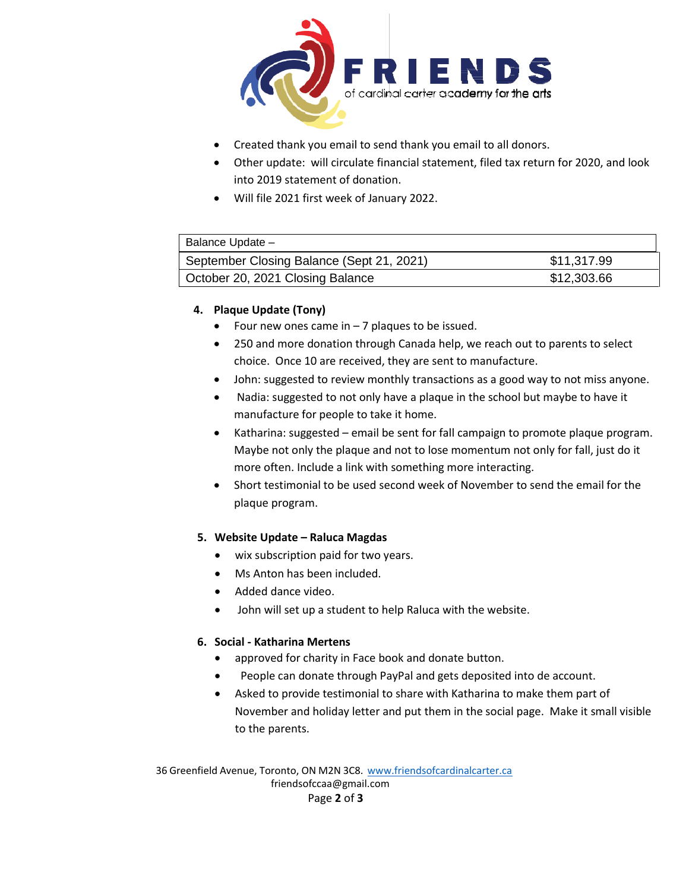- Created thank you email to send thank you email to all donors.
- Other update: will circulate financial statement, filed tax return for 2020, and look into 2019 statement of donation.
- Will file 2021 first week of January 2022.

| Balance Update – | |
|---|---|
| September Closing Balance (Sept 21, 2021) | $11,317.99 |
| October 20, 2021 Closing Balance | $12,303.66 |

4. **Plaque Update (Tony)**
   - Four new ones came in – 7 plaques to be issued.
   - 250 and more donation through Canada help, we reach out to parents to select choice. Once 10 are received, they are sent to manufacture.
   - John: suggested to review monthly transactions as a good way to not miss anyone.
   - Nadia: suggested to not only have a plaque in the school but maybe to have it manufacture for people to take it home.
   - Katharina: suggested – email be sent for fall campaign to promote plaque program. Maybe not only the plaque and not to lose momentum not only for fall, just do it more often. Include a link with something more interacting.
   - Short testimonial to be used second week of November to send the email for the plaque program.

5. **Website Update – Raluca Magdas**
   - wix subscription paid for two years.
   - Ms Anton has been included.
   - Added dance video.
   - John will set up a student to help Raluca with the website.

6. **Social - Katharina Mertens**
   - approved for charity in Face book and donate button.
   - People can donate through PayPal and gets deposited into de account.
   - Asked to provide testimonial to share with Katharina to make them part of November and holiday letter and put them in the social page. Make it small visible to the parents.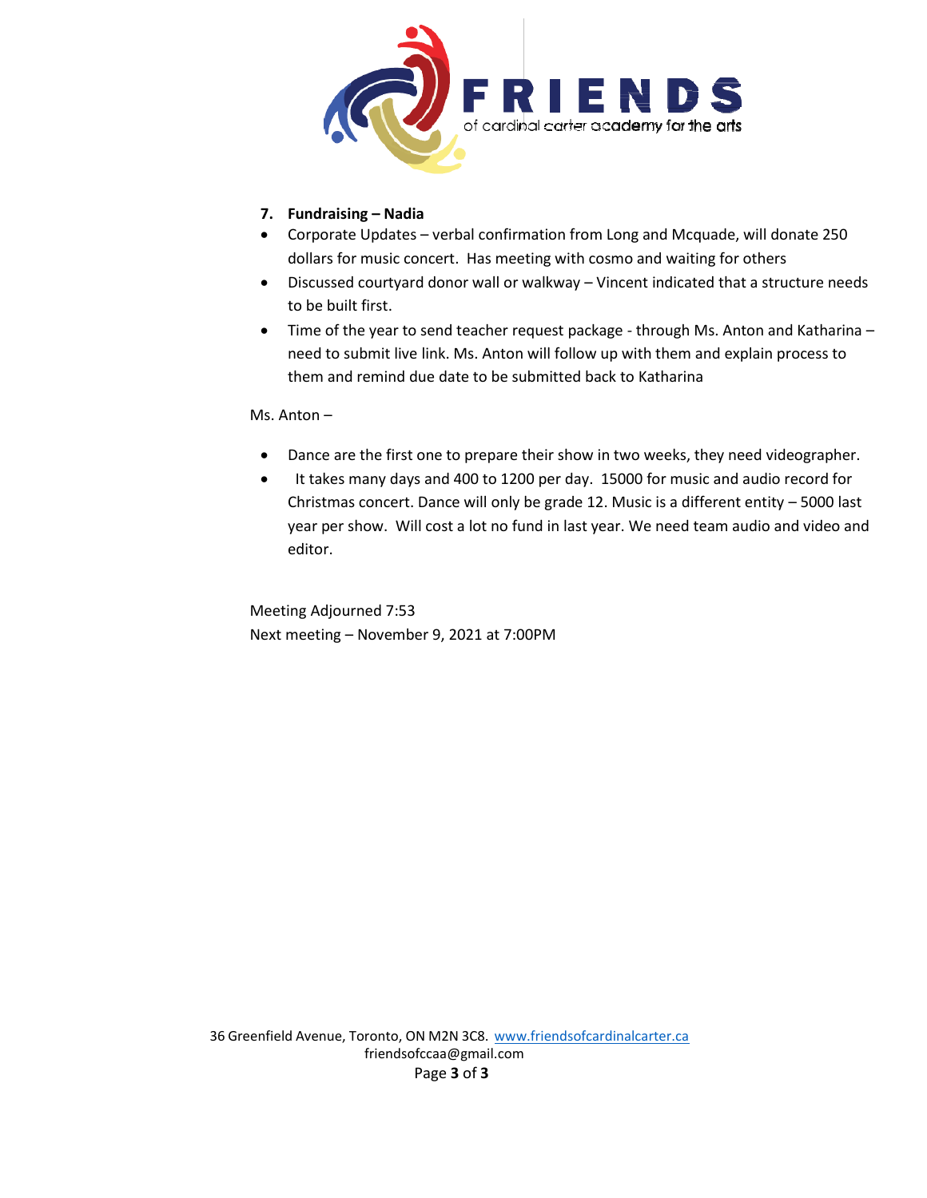7. **Fundraising – Nadia**

- Corporate Updates – verbal confirmation from Long and Mcquade, will donate 250 dollars for music concert. Has meeting with cosmo and waiting for others
- Discussed courtyard donor wall or walkway – Vincent indicated that a structure needs to be built first.
- Time of the year to send teacher request package - through Ms. Anton and Katharina – need to submit live link. Ms. Anton will follow up with them and explain process to them and remind due date to be submitted back to Katharina

Ms. Anton –

- Dance are the first one to prepare their show in two weeks, they need videographer.
- It takes many days and 400 to 1200 per day. 15000 for music and audio record for Christmas concert. Dance will only be grade 12. Music is a different entity – 5000 last year per show. Will cost a lot no fund in last year. We need team audio and video and editor.

Meeting Adjourned 7:53
Next meeting – November 9, 2021 at 7:00PM

36 Greenfield Avenue, Toronto, ON M2N 3C8. www.friendsofcardinalcarter.ca
friendsofccaa@gmail.com